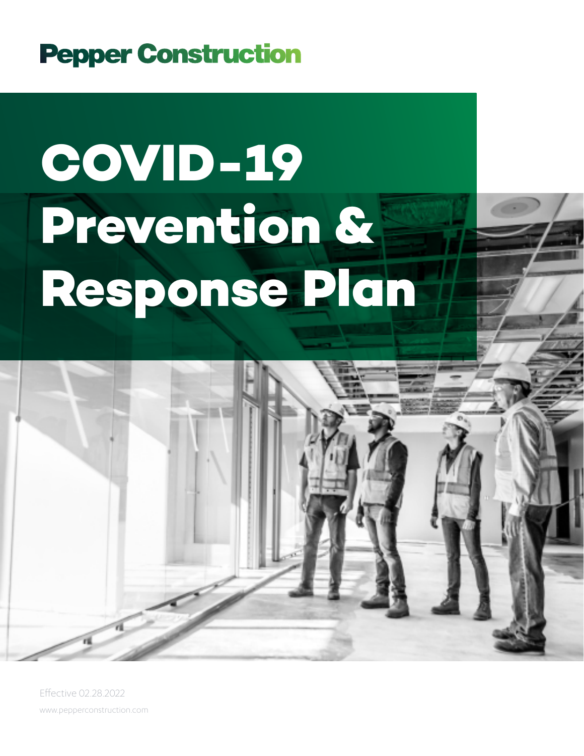Pepper Construction

# COVID-19 Prevention & Response Plan

Effective 02.28.2022

www.pepperconstruction.com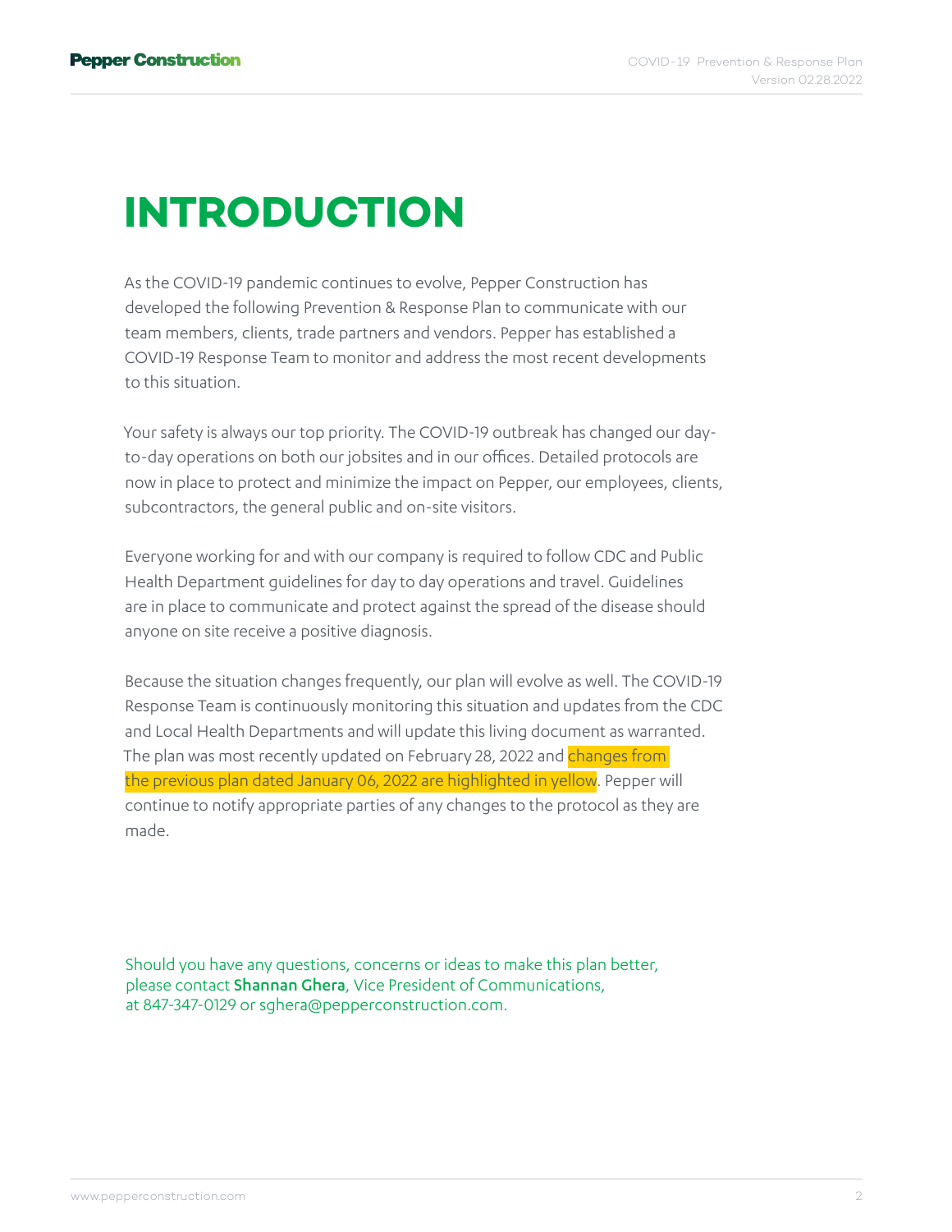# INTRODUCTION

As the COVID-19 pandemic continues to evolve, Pepper Construction has developed the following Prevention & Response Plan to communicate with our team members, clients, trade partners and vendors. Pepper has established a COVID-19 Response Team to monitor and address the most recent developments to this situation.

Your safety is always our top priority. The COVID-19 outbreak has changed our day-to-day operations on both our jobsites and in our offices. Detailed protocols are now in place to protect and minimize the impact on Pepper, our employees, clients, subcontractors, the general public and on-site visitors.

Everyone working for and with our company is required to follow CDC and Public Health Department guidelines for day to day operations and travel. Guidelines are in place to communicate and protect against the spread of the disease should anyone on site receive a positive diagnosis.

Because the situation changes frequently, our plan will evolve as well. The COVID-19 Response Team is continuously monitoring this situation and updates from the CDC and Local Health Departments and will update this living document as warranted. The plan was most recently updated on February 28, 2022 and changes from the previous plan dated January 06, 2022 are highlighted in yellow. Pepper will continue to notify appropriate parties of any changes to the protocol as they are made.

Should you have any questions, concerns or ideas to make this plan better, please contact **Shannan Ghera**, Vice President of Communications, at 847-347-0129 or sghera@pepperconstruction.com.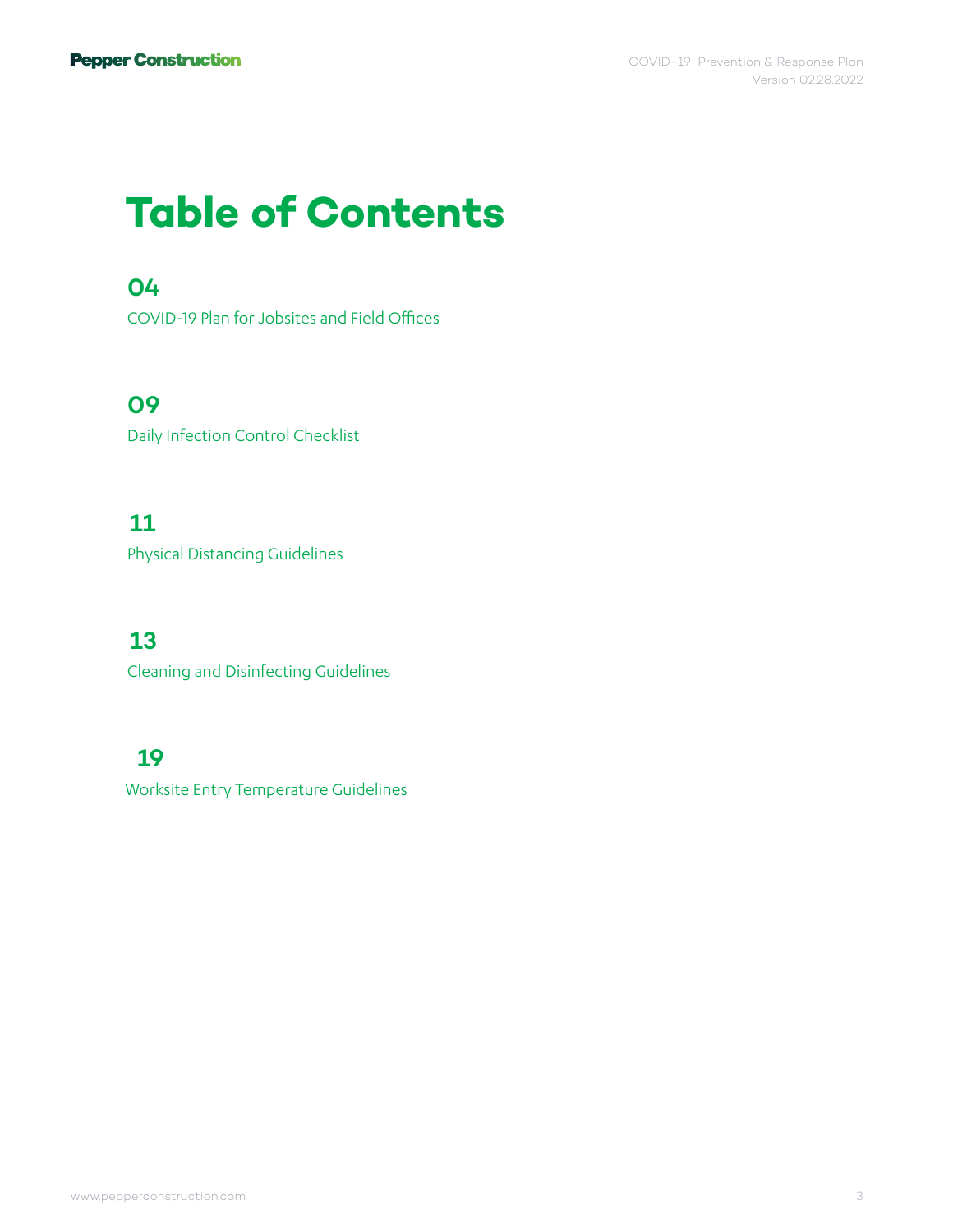# Table of Contents

**04**
COVID-19 Plan for Jobsites and Field Offices

**09**
Daily Infection Control Checklist

**11**
Physical Distancing Guidelines

**13**
Cleaning and Disinfecting Guidelines

**19**
Worksite Entry Temperature Guidelines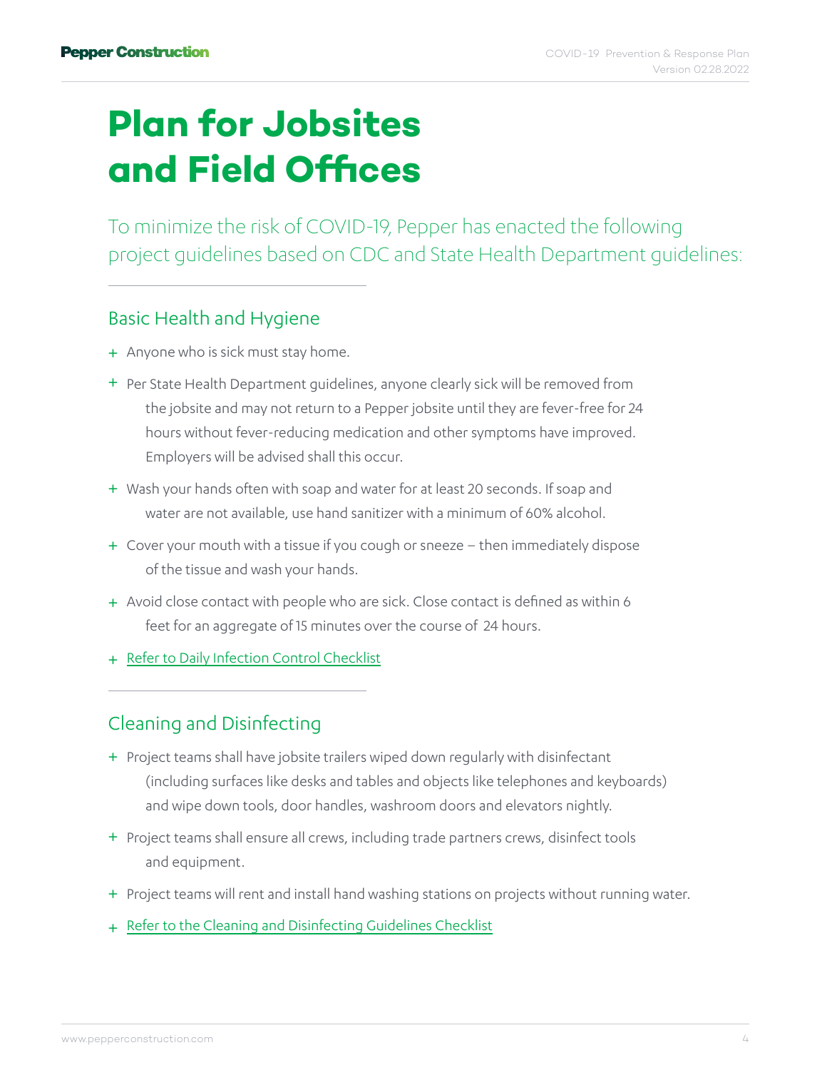# Plan for Jobsites and Field Offices

To minimize the risk of COVID-19, Pepper has enacted the following project guidelines based on CDC and State Health Department guidelines:

## Basic Health and Hygiene

- Anyone who is sick must stay home.
- Per State Health Department guidelines, anyone clearly sick will be removed from the jobsite and may not return to a Pepper jobsite until they are fever-free for 24 hours without fever-reducing medication and other symptoms have improved. Employers will be advised shall this occur.
- Wash your hands often with soap and water for at least 20 seconds. If soap and water are not available, use hand sanitizer with a minimum of 60% alcohol.
- Cover your mouth with a tissue if you cough or sneeze – then immediately dispose of the tissue and wash your hands.
- Avoid close contact with people who are sick. Close contact is defined as within 6 feet for an aggregate of 15 minutes over the course of 24 hours.
- Refer to Daily Infection Control Checklist

## Cleaning and Disinfecting

- Project teams shall have jobsite trailers wiped down regularly with disinfectant (including surfaces like desks and tables and objects like telephones and keyboards) and wipe down tools, door handles, washroom doors and elevators nightly.
- Project teams shall ensure all crews, including trade partners crews, disinfect tools and equipment.
- Project teams will rent and install hand washing stations on projects without running water.
- Refer to the Cleaning and Disinfecting Guidelines Checklist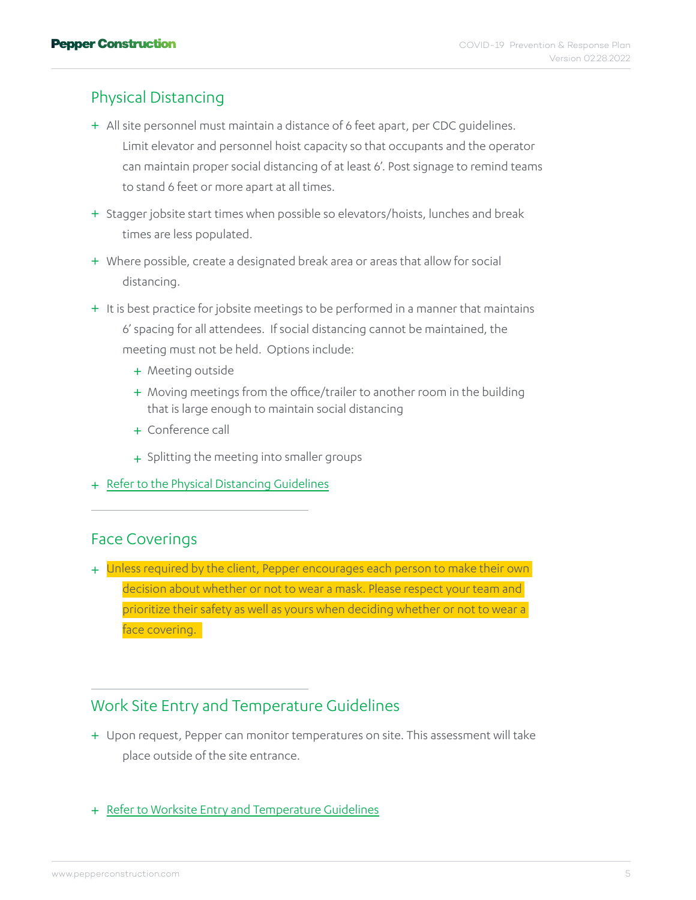## Physical Distancing

- All site personnel must maintain a distance of 6 feet apart, per CDC guidelines. Limit elevator and personnel hoist capacity so that occupants and the operator can maintain proper social distancing of at least 6'. Post signage to remind teams to stand 6 feet or more apart at all times.
- Stagger jobsite start times when possible so elevators/hoists, lunches and break times are less populated.
- Where possible, create a designated break area or areas that allow for social distancing.
- It is best practice for jobsite meetings to be performed in a manner that maintains 6' spacing for all attendees. If social distancing cannot be maintained, the meeting must not be held. Options include:
  - Meeting outside
  - Moving meetings from the office/trailer to another room in the building that is large enough to maintain social distancing
  - Conference call
  - Splitting the meeting into smaller groups
- Refer to the Physical Distancing Guidelines

## Face Coverings

- Unless required by the client, Pepper encourages each person to make their own decision about whether or not to wear a mask. Please respect your team and prioritize their safety as well as yours when deciding whether or not to wear a face covering.

## Work Site Entry and Temperature Guidelines

- Upon request, Pepper can monitor temperatures on site. This assessment will take place outside of the site entrance.
- Refer to Worksite Entry and Temperature Guidelines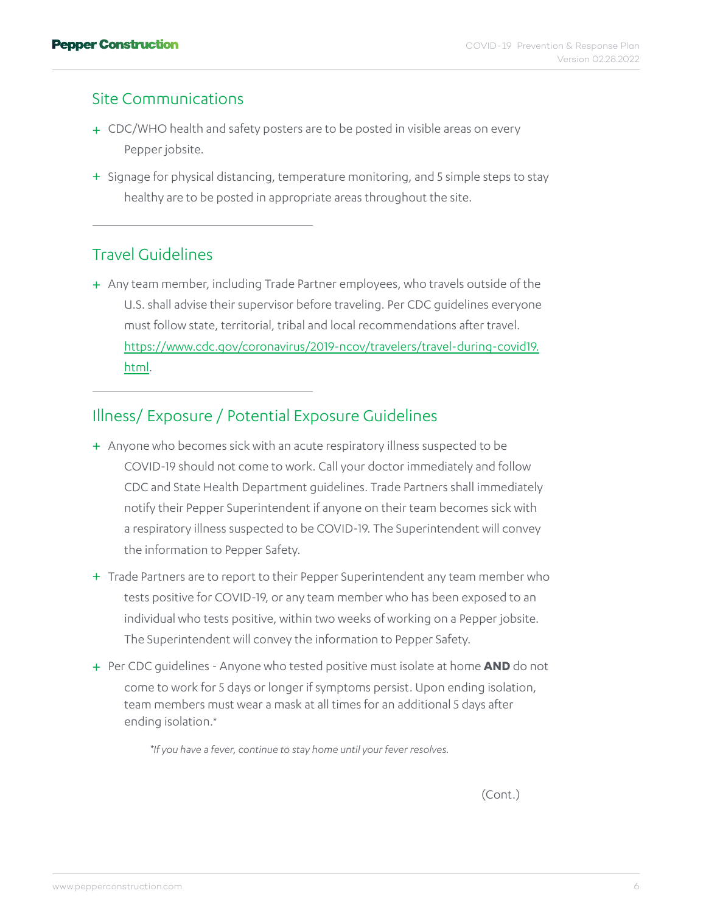## Site Communications

+ CDC/WHO health and safety posters are to be posted in visible areas on every Pepper jobsite.
+ Signage for physical distancing, temperature monitoring, and 5 simple steps to stay healthy are to be posted in appropriate areas throughout the site.

## Travel Guidelines

+ Any team member, including Trade Partner employees, who travels outside of the U.S. shall advise their supervisor before traveling. Per CDC guidelines everyone must follow state, territorial, tribal and local recommendations after travel. [https://www.cdc.gov/coronavirus/2019-ncov/travelers/travel-during-covid19.html](https://www.cdc.gov/coronavirus/2019-ncov/travelers/travel-during-covid19.html).

## Illness/ Exposure / Potential Exposure Guidelines

+ Anyone who becomes sick with an acute respiratory illness suspected to be COVID-19 should not come to work. Call your doctor immediately and follow CDC and State Health Department guidelines. Trade Partners shall immediately notify their Pepper Superintendent if anyone on their team becomes sick with a respiratory illness suspected to be COVID-19. The Superintendent will convey the information to Pepper Safety.
+ Trade Partners are to report to their Pepper Superintendent any team member who tests positive for COVID-19, or any team member who has been exposed to an individual who tests positive, within two weeks of working on a Pepper jobsite. The Superintendent will convey the information to Pepper Safety.
+ Per CDC guidelines - Anyone who tested positive must isolate at home **AND** do not come to work for 5 days or longer if symptoms persist. Upon ending isolation, team members must wear a mask at all times for an additional 5 days after ending isolation.*

*\*If you have a fever, continue to stay home until your fever resolves.*

(Cont.)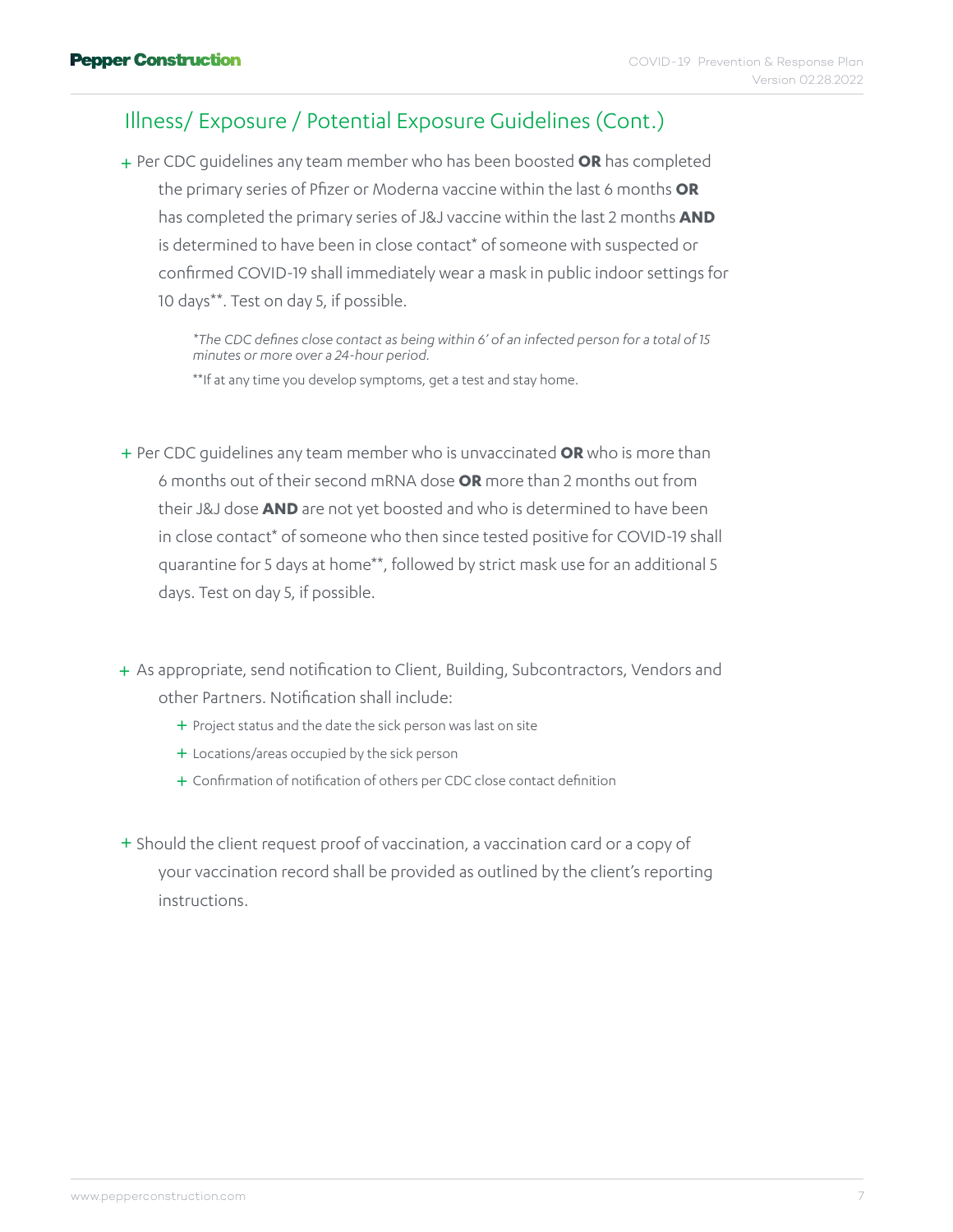## Illness/ Exposure / Potential Exposure Guidelines (Cont.)

- Per CDC guidelines any team member who has been boosted **OR** has completed the primary series of Pfizer or Moderna vaccine within the last 6 months **OR** has completed the primary series of J&J vaccine within the last 2 months **AND** is determined to have been in close contact* of someone with suspected or confirmed COVID-19 shall immediately wear a mask in public indoor settings for 10 days**. Test on day 5, if possible.

  *\*The CDC defines close contact as being within 6' of an infected person for a total of 15 minutes or more over a 24-hour period.*

  **If at any time you develop symptoms, get a test and stay home.

- Per CDC guidelines any team member who is unvaccinated **OR** who is more than 6 months out of their second mRNA dose **OR** more than 2 months out from their J&J dose **AND** are not yet boosted and who is determined to have been in close contact* of someone who then since tested positive for COVID-19 shall quarantine for 5 days at home**, followed by strict mask use for an additional 5 days. Test on day 5, if possible.

- As appropriate, send notification to Client, Building, Subcontractors, Vendors and other Partners. Notification shall include:
  - Project status and the date the sick person was last on site
  - Locations/areas occupied by the sick person
  - Confirmation of notification of others per CDC close contact definition

- Should the client request proof of vaccination, a vaccination card or a copy of your vaccination record shall be provided as outlined by the client's reporting instructions.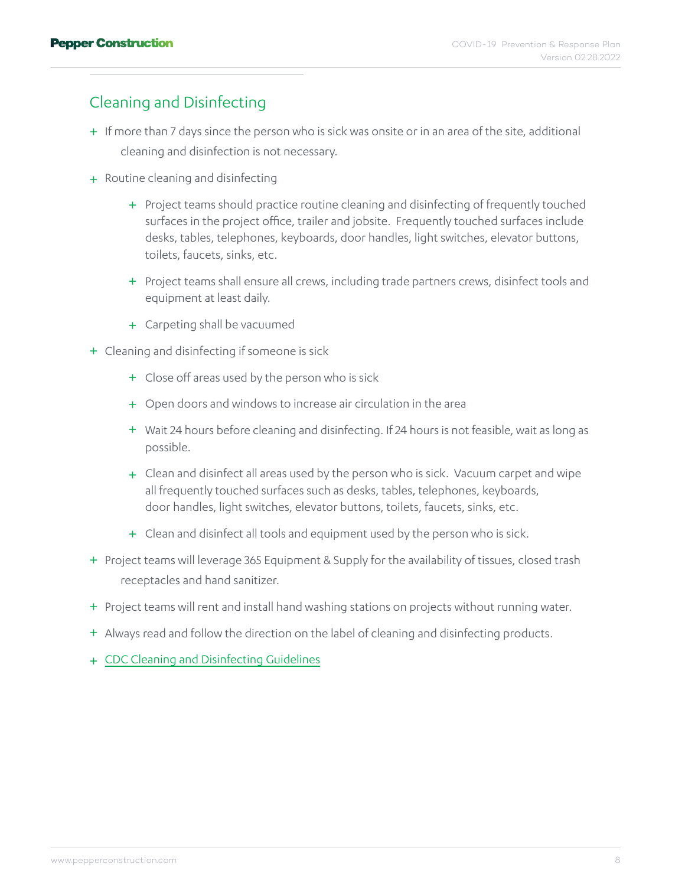## Cleaning and Disinfecting

- If more than 7 days since the person who is sick was onsite or in an area of the site, additional cleaning and disinfection is not necessary.
- Routine cleaning and disinfecting
  - Project teams should practice routine cleaning and disinfecting of frequently touched surfaces in the project office, trailer and jobsite. Frequently touched surfaces include desks, tables, telephones, keyboards, door handles, light switches, elevator buttons, toilets, faucets, sinks, etc.
  - Project teams shall ensure all crews, including trade partners crews, disinfect tools and equipment at least daily.
  - Carpeting shall be vacuumed
- Cleaning and disinfecting if someone is sick
  - Close off areas used by the person who is sick
  - Open doors and windows to increase air circulation in the area
  - Wait 24 hours before cleaning and disinfecting. If 24 hours is not feasible, wait as long as possible.
  - Clean and disinfect all areas used by the person who is sick. Vacuum carpet and wipe all frequently touched surfaces such as desks, tables, telephones, keyboards, door handles, light switches, elevator buttons, toilets, faucets, sinks, etc.
  - Clean and disinfect all tools and equipment used by the person who is sick.
- Project teams will leverage 365 Equipment & Supply for the availability of tissues, closed trash receptacles and hand sanitizer.
- Project teams will rent and install hand washing stations on projects without running water.
- Always read and follow the direction on the label of cleaning and disinfecting products.
- CDC Cleaning and Disinfecting Guidelines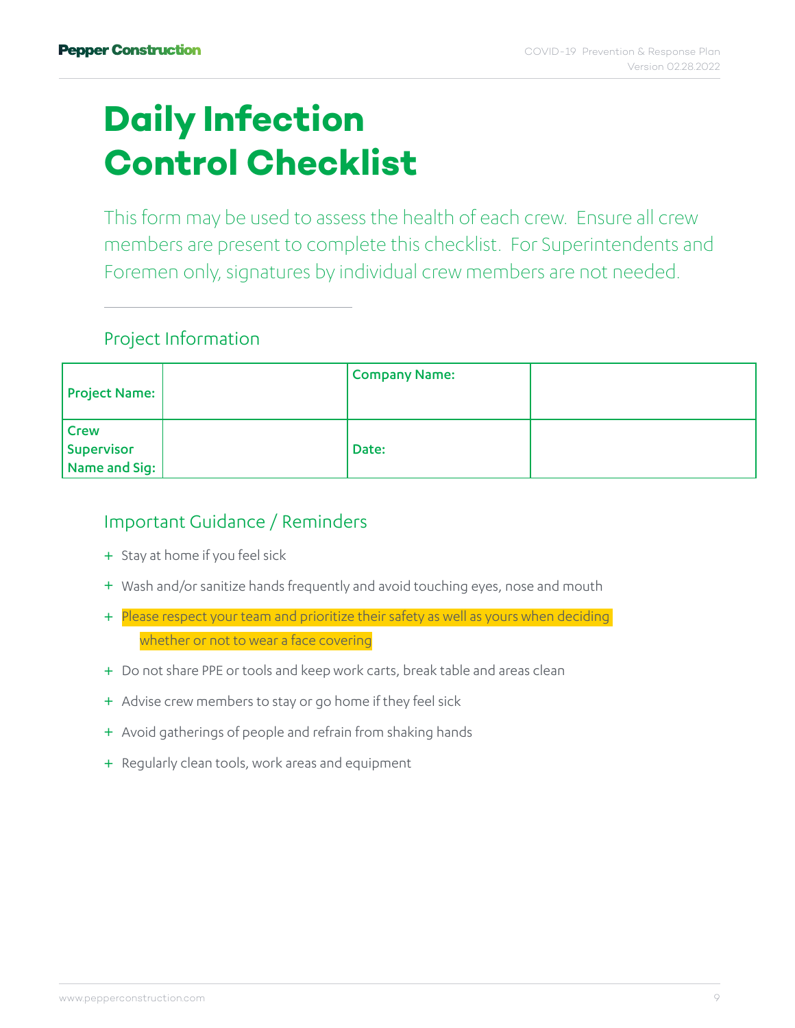# Daily Infection Control Checklist

This form may be used to assess the health of each crew. Ensure all crew members are present to complete this checklist. For Superintendents and Foremen only, signatures by individual crew members are not needed.

## Project Information

| **Project Name:** | | **Company Name:** | |
|---|---|---|---|
| **Crew Supervisor Name and Sig:** | | **Date:** | |

## Important Guidance / Reminders

+ Stay at home if you feel sick
+ Wash and/or sanitize hands frequently and avoid touching eyes, nose and mouth
+ Please respect your team and prioritize their safety as well as yours when deciding whether or not to wear a face covering
+ Do not share PPE or tools and keep work carts, break table and areas clean
+ Advise crew members to stay or go home if they feel sick
+ Avoid gatherings of people and refrain from shaking hands
+ Regularly clean tools, work areas and equipment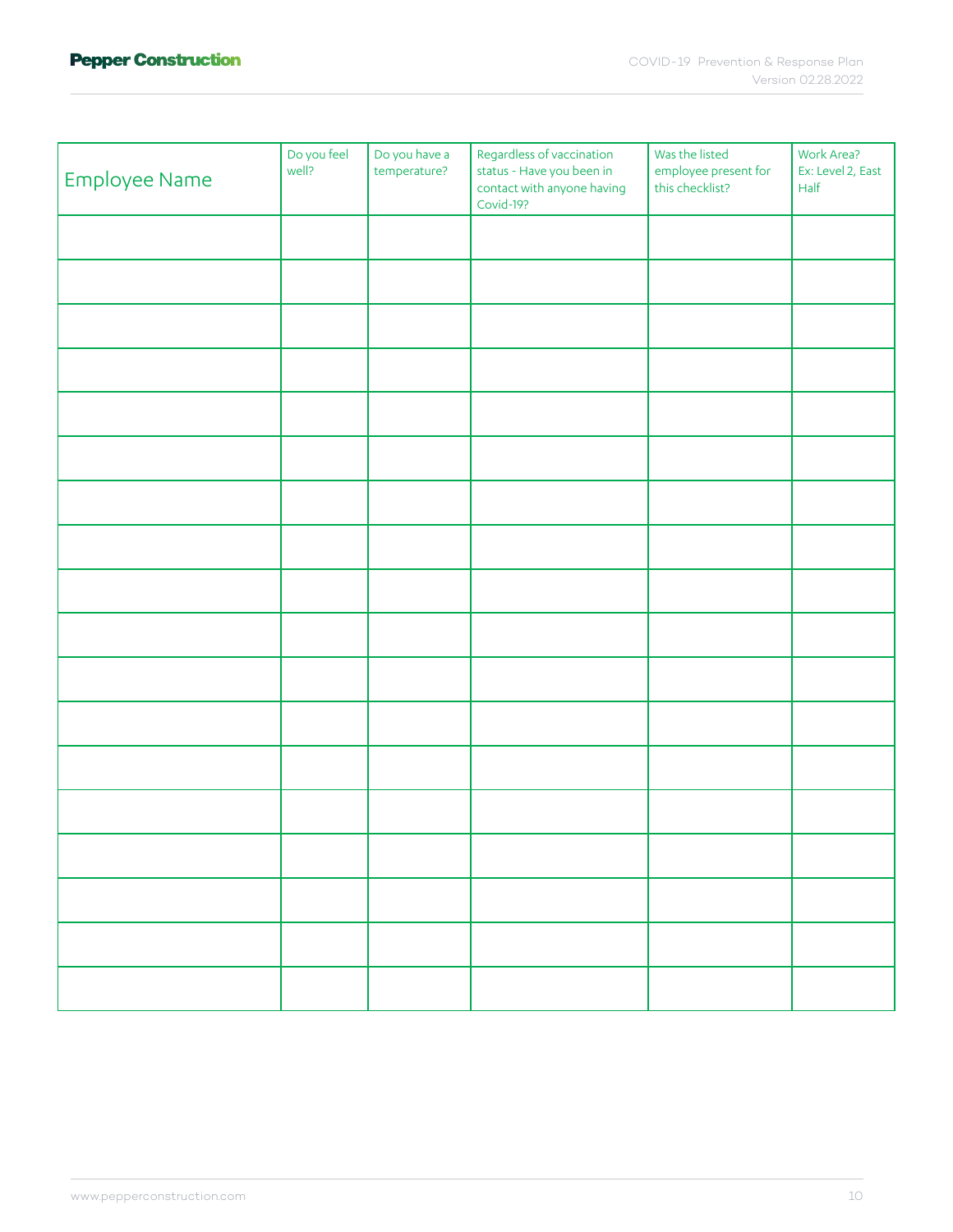| Employee Name | Do you feel well? | Do you have a temperature? | Regardless of vaccination status - Have you been in contact with anyone having Covid-19? | Was the listed employee present for this checklist? | Work Area? Ex: Level 2, East Half |
|---|---|---|---|---|---|
| | | | | | |
| | | | | | |
| | | | | | |
| | | | | | |
| | | | | | |
| | | | | | |
| | | | | | |
| | | | | | |
| | | | | | |
| | | | | | |
| | | | | | |
| | | | | | |
| | | | | | |
| | | | | | |
| | | | | | |
| | | | | | |
| | | | | | |
| | | | | | |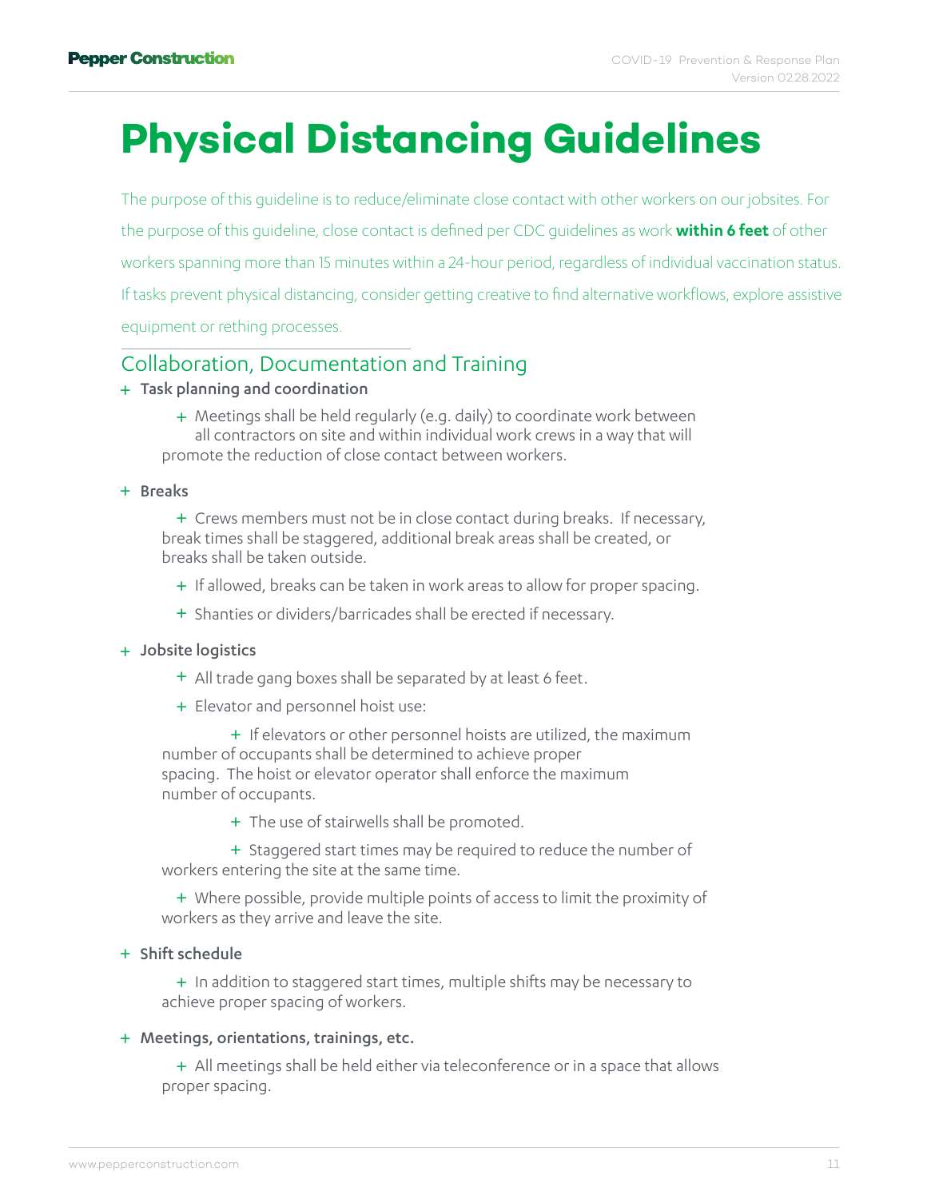# Physical Distancing Guidelines

The purpose of this guideline is to reduce/eliminate close contact with other workers on our jobsites. For the purpose of this guideline, close contact is defined per CDC guidelines as work **within 6 feet** of other workers spanning more than 15 minutes within a 24-hour period, regardless of individual vaccination status. If tasks prevent physical distancing, consider getting creative to find alternative workflows, explore assistive equipment or rething processes.

## Collaboration, Documentation and Training

- Task planning and coordination
  - Meetings shall be held regularly (e.g. daily) to coordinate work between all contractors on site and within individual work crews in a way that will promote the reduction of close contact between workers.
- Breaks
  - Crews members must not be in close contact during breaks. If necessary, break times shall be staggered, additional break areas shall be created, or breaks shall be taken outside.
  - If allowed, breaks can be taken in work areas to allow for proper spacing.
  - Shanties or dividers/barricades shall be erected if necessary.
- Jobsite logistics
  - All trade gang boxes shall be separated by at least 6 feet.
  - Elevator and personnel hoist use:
    - If elevators or other personnel hoists are utilized, the maximum number of occupants shall be determined to achieve proper spacing. The hoist or elevator operator shall enforce the maximum number of occupants.
    - The use of stairwells shall be promoted.
    - Staggered start times may be required to reduce the number of workers entering the site at the same time.
  - Where possible, provide multiple points of access to limit the proximity of workers as they arrive and leave the site.
- Shift schedule
  - In addition to staggered start times, multiple shifts may be necessary to achieve proper spacing of workers.
- Meetings, orientations, trainings, etc.
  - All meetings shall be held either via teleconference or in a space that allows proper spacing.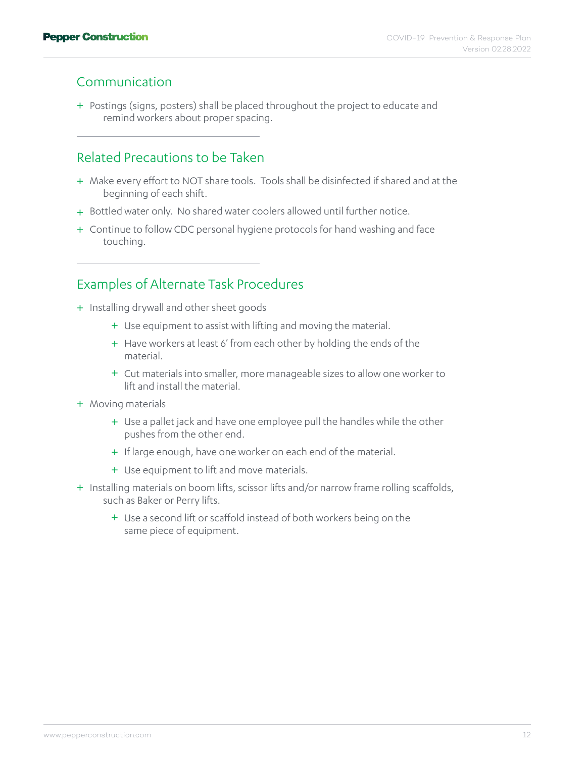## Communication

- Postings (signs, posters) shall be placed throughout the project to educate and remind workers about proper spacing.

## Related Precautions to be Taken

- Make every effort to NOT share tools. Tools shall be disinfected if shared and at the beginning of each shift.
- Bottled water only. No shared water coolers allowed until further notice.
- Continue to follow CDC personal hygiene protocols for hand washing and face touching.

## Examples of Alternate Task Procedures

- Installing drywall and other sheet goods
  - Use equipment to assist with lifting and moving the material.
  - Have workers at least 6’ from each other by holding the ends of the material.
  - Cut materials into smaller, more manageable sizes to allow one worker to lift and install the material.
- Moving materials
  - Use a pallet jack and have one employee pull the handles while the other pushes from the other end.
  - If large enough, have one worker on each end of the material.
  - Use equipment to lift and move materials.
- Installing materials on boom lifts, scissor lifts and/or narrow frame rolling scaffolds, such as Baker or Perry lifts.
  - Use a second lift or scaffold instead of both workers being on the same piece of equipment.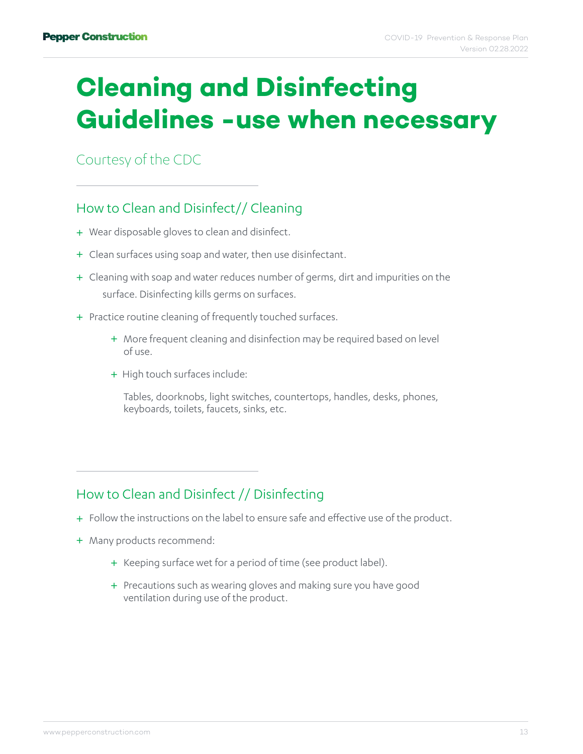# Cleaning and Disinfecting Guidelines -use when necessary

Courtesy of the CDC

## How to Clean and Disinfect// Cleaning

+ Wear disposable gloves to clean and disinfect.
+ Clean surfaces using soap and water, then use disinfectant.
+ Cleaning with soap and water reduces number of germs, dirt and impurities on the surface. Disinfecting kills germs on surfaces.
+ Practice routine cleaning of frequently touched surfaces.
    + More frequent cleaning and disinfection may be required based on level of use.
    + High touch surfaces include:

      Tables, doorknobs, light switches, countertops, handles, desks, phones, keyboards, toilets, faucets, sinks, etc.

## How to Clean and Disinfect // Disinfecting

+ Follow the instructions on the label to ensure safe and effective use of the product.
+ Many products recommend:
    + Keeping surface wet for a period of time (see product label).
    + Precautions such as wearing gloves and making sure you have good ventilation during use of the product.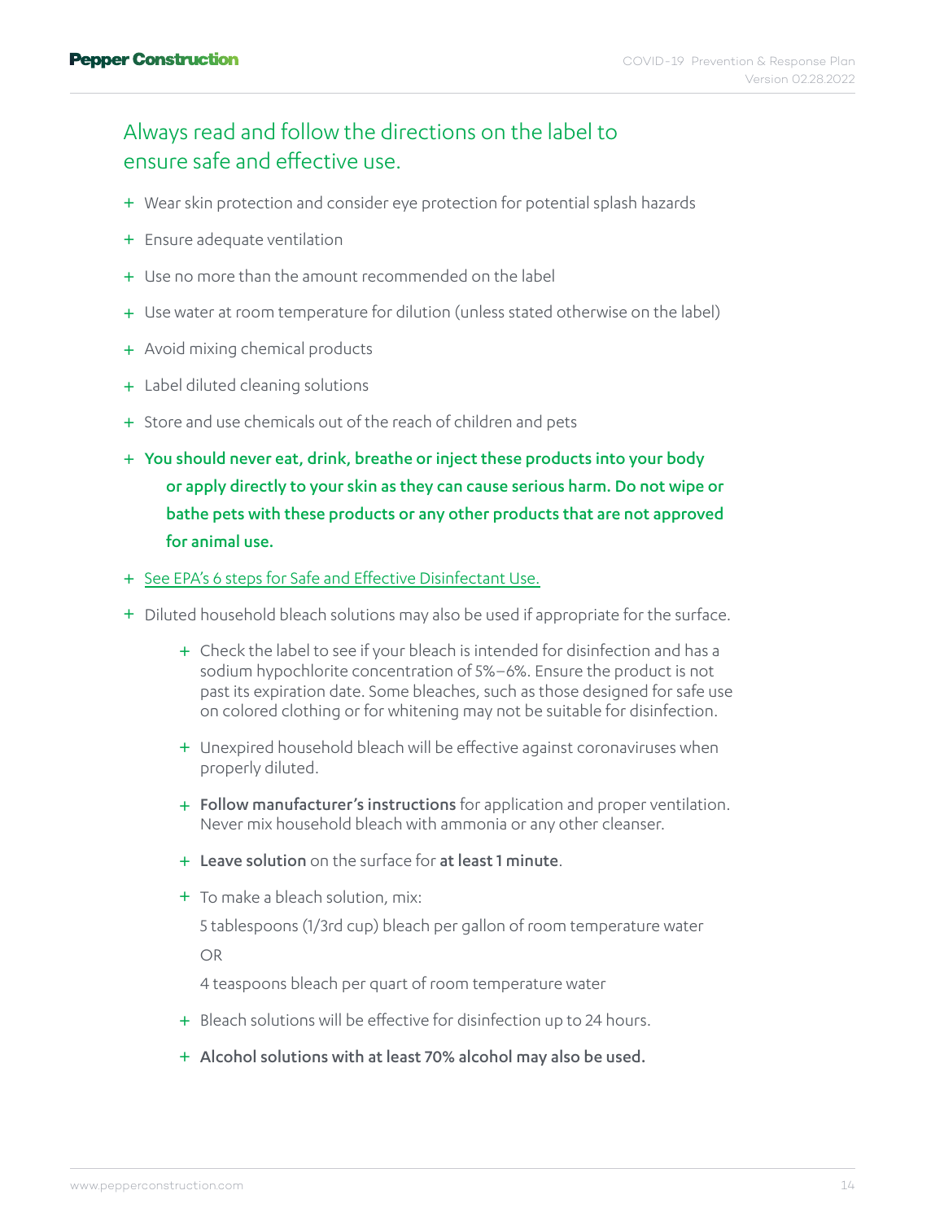## Always read and follow the directions on the label to ensure safe and effective use.

- Wear skin protection and consider eye protection for potential splash hazards
- Ensure adequate ventilation
- Use no more than the amount recommended on the label
- Use water at room temperature for dilution (unless stated otherwise on the label)
- Avoid mixing chemical products
- Label diluted cleaning solutions
- Store and use chemicals out of the reach of children and pets
- **You should never eat, drink, breathe or inject these products into your body or apply directly to your skin as they can cause serious harm. Do not wipe or bathe pets with these products or any other products that are not approved for animal use.**
- See EPA's 6 steps for Safe and Effective Disinfectant Use.
- Diluted household bleach solutions may also be used if appropriate for the surface.
  - Check the label to see if your bleach is intended for disinfection and has a sodium hypochlorite concentration of 5%–6%. Ensure the product is not past its expiration date. Some bleaches, such as those designed for safe use on colored clothing or for whitening may not be suitable for disinfection.
  - Unexpired household bleach will be effective against coronaviruses when properly diluted.
  - **Follow manufacturer's instructions** for application and proper ventilation. Never mix household bleach with ammonia or any other cleanser.
  - **Leave solution** on the surface for **at least 1 minute**.
  - To make a bleach solution, mix:

    5 tablespoons (1/3rd cup) bleach per gallon of room temperature water

    OR

    4 teaspoons bleach per quart of room temperature water
  - Bleach solutions will be effective for disinfection up to 24 hours.
  - **Alcohol solutions with at least 70% alcohol may also be used.**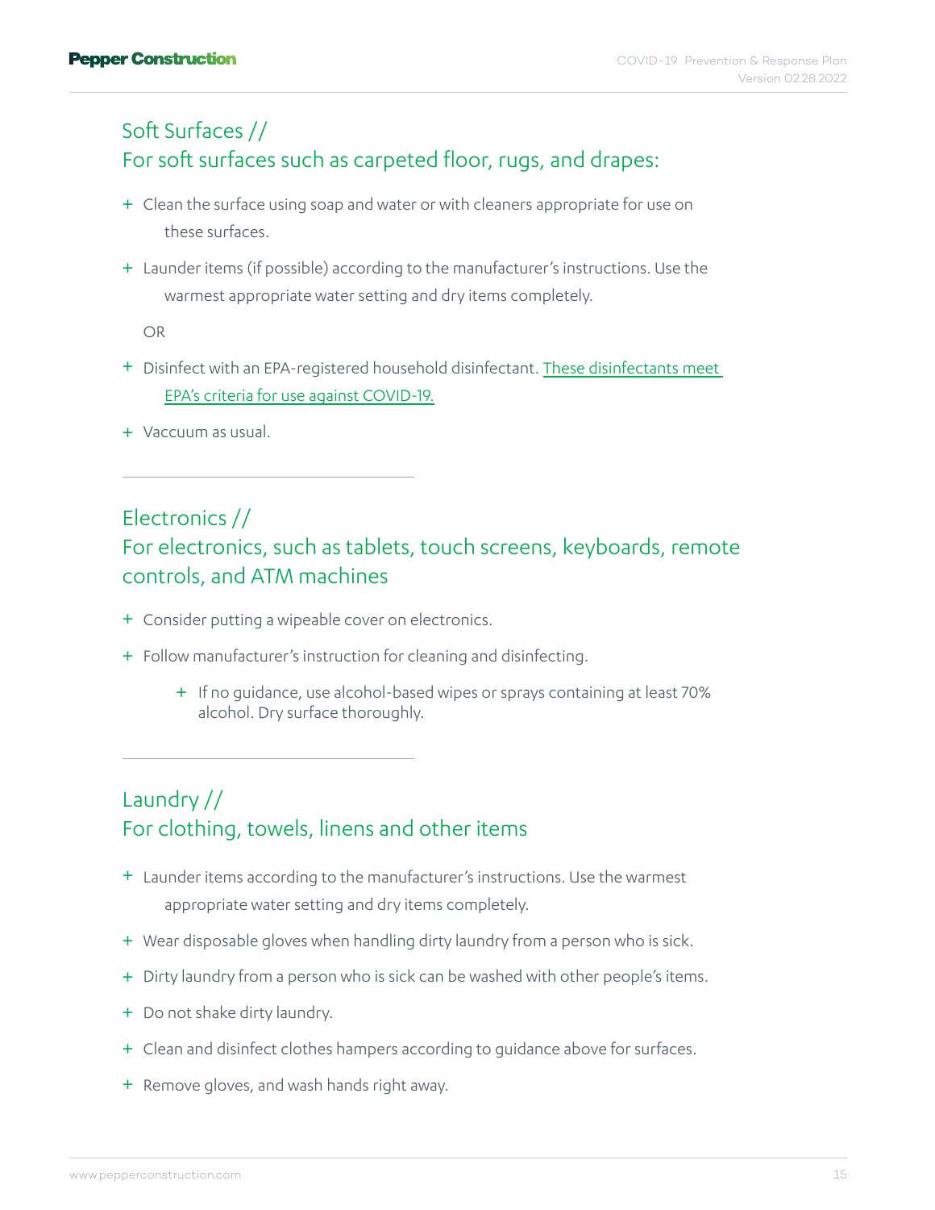## Soft Surfaces //
## For soft surfaces such as carpeted floor, rugs, and drapes:

- Clean the surface using soap and water or with cleaners appropriate for use on these surfaces.
- Launder items (if possible) according to the manufacturer's instructions. Use the warmest appropriate water setting and dry items completely.

OR

- Disinfect with an EPA-registered household disinfectant. These disinfectants meet EPA's criteria for use against COVID-19.
- Vaccuum as usual.

---

## Electronics //
## For electronics, such as tablets, touch screens, keyboards, remote controls, and ATM machines

- Consider putting a wipeable cover on electronics.
- Follow manufacturer's instruction for cleaning and disinfecting.
  - If no guidance, use alcohol-based wipes or sprays containing at least 70% alcohol. Dry surface thoroughly.

---

## Laundry //
## For clothing, towels, linens and other items

- Launder items according to the manufacturer's instructions. Use the warmest appropriate water setting and dry items completely.
- Wear disposable gloves when handling dirty laundry from a person who is sick.
- Dirty laundry from a person who is sick can be washed with other people's items.
- Do not shake dirty laundry.
- Clean and disinfect clothes hampers according to guidance above for surfaces.
- Remove gloves, and wash hands right away.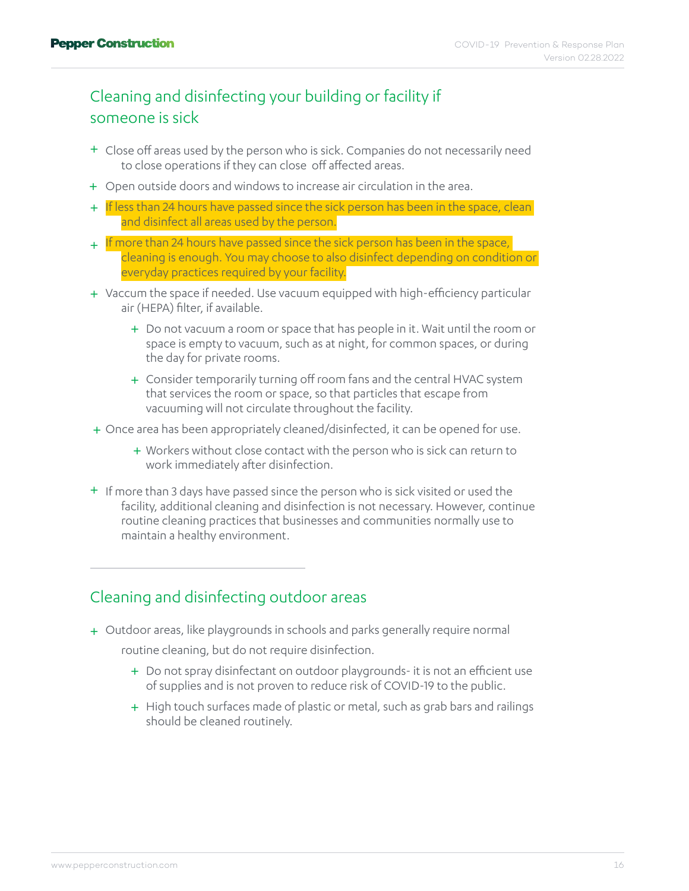## Cleaning and disinfecting your building or facility if someone is sick

- Close off areas used by the person who is sick. Companies do not necessarily need to close operations if they can close off affected areas.
- Open outside doors and windows to increase air circulation in the area.
- If less than 24 hours have passed since the sick person has been in the space, clean and disinfect all areas used by the person.
- If more than 24 hours have passed since the sick person has been in the space, cleaning is enough. You may choose to also disinfect depending on condition or everyday practices required by your facility.
- Vaccum the space if needed. Use vacuum equipped with high-efficiency particular air (HEPA) filter, if available.
  - Do not vacuum a room or space that has people in it. Wait until the room or space is empty to vacuum, such as at night, for common spaces, or during the day for private rooms.
  - Consider temporarily turning off room fans and the central HVAC system that services the room or space, so that particles that escape from vacuuming will not circulate throughout the facility.
- Once area has been appropriately cleaned/disinfected, it can be opened for use.
  - Workers without close contact with the person who is sick can return to work immediately after disinfection.
- If more than 3 days have passed since the person who is sick visited or used the facility, additional cleaning and disinfection is not necessary. However, continue routine cleaning practices that businesses and communities normally use to maintain a healthy environment.

---

## Cleaning and disinfecting outdoor areas

- Outdoor areas, like playgrounds in schools and parks generally require normal routine cleaning, but do not require disinfection.
  - Do not spray disinfectant on outdoor playgrounds- it is not an efficient use of supplies and is not proven to reduce risk of COVID-19 to the public.
  - High touch surfaces made of plastic or metal, such as grab bars and railings should be cleaned routinely.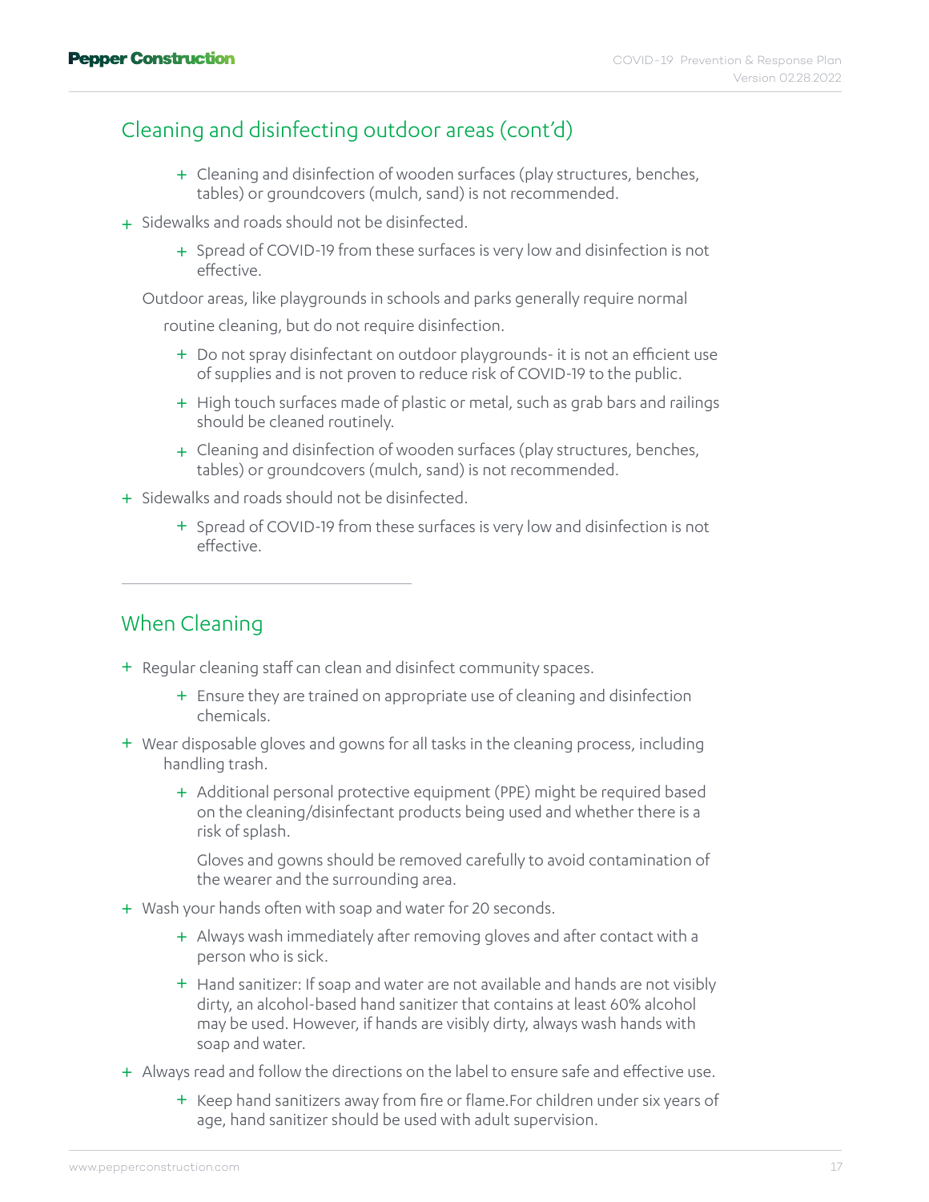## Cleaning and disinfecting outdoor areas (cont'd)

  - Cleaning and disinfection of wooden surfaces (play structures, benches, tables) or groundcovers (mulch, sand) is not recommended.
- Sidewalks and roads should not be disinfected.
  - Spread of COVID-19 from these surfaces is very low and disinfection is not effective.

Outdoor areas, like playgrounds in schools and parks generally require normal routine cleaning, but do not require disinfection.

  - Do not spray disinfectant on outdoor playgrounds- it is not an efficient use of supplies and is not proven to reduce risk of COVID-19 to the public.
  - High touch surfaces made of plastic or metal, such as grab bars and railings should be cleaned routinely.
  - Cleaning and disinfection of wooden surfaces (play structures, benches, tables) or groundcovers (mulch, sand) is not recommended.
- Sidewalks and roads should not be disinfected.
  - Spread of COVID-19 from these surfaces is very low and disinfection is not effective.

---

## When Cleaning

- Regular cleaning staff can clean and disinfect community spaces.
  - Ensure they are trained on appropriate use of cleaning and disinfection chemicals.
- Wear disposable gloves and gowns for all tasks in the cleaning process, including handling trash.
  - Additional personal protective equipment (PPE) might be required based on the cleaning/disinfectant products being used and whether there is a risk of splash.

    Gloves and gowns should be removed carefully to avoid contamination of the wearer and the surrounding area.
- Wash your hands often with soap and water for 20 seconds.
  - Always wash immediately after removing gloves and after contact with a person who is sick.
  - Hand sanitizer: If soap and water are not available and hands are not visibly dirty, an alcohol-based hand sanitizer that contains at least 60% alcohol may be used. However, if hands are visibly dirty, always wash hands with soap and water.
- Always read and follow the directions on the label to ensure safe and effective use.
  - Keep hand sanitizers away from fire or flame.For children under six years of age, hand sanitizer should be used with adult supervision.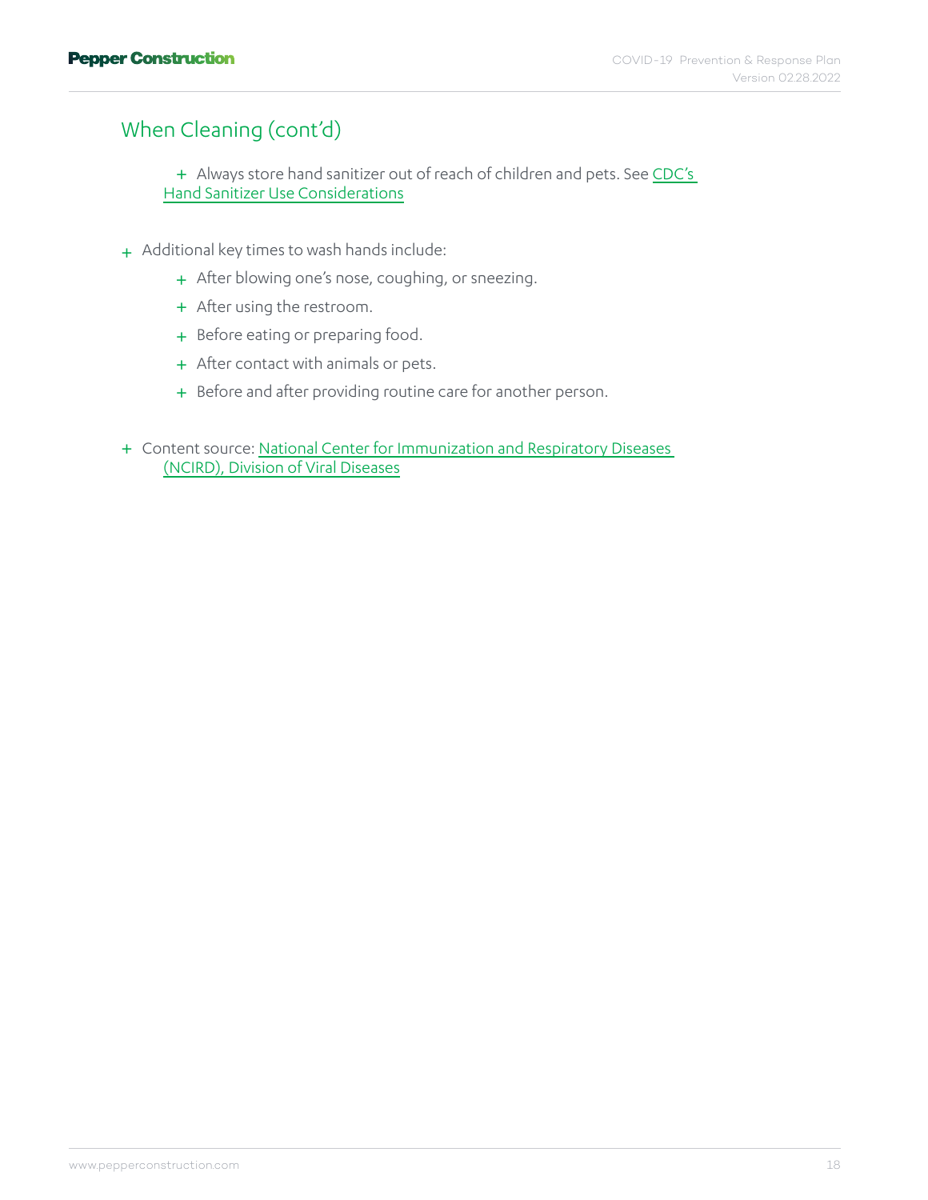## When Cleaning (cont'd)

- Always store hand sanitizer out of reach of children and pets. See [CDC's Hand Sanitizer Use Considerations]

+ Additional key times to wash hands include:
  + After blowing one's nose, coughing, or sneezing.
  + After using the restroom.
  + Before eating or preparing food.
  + After contact with animals or pets.
  + Before and after providing routine care for another person.

+ Content source: National Center for Immunization and Respiratory Diseases (NCIRD), Division of Viral Diseases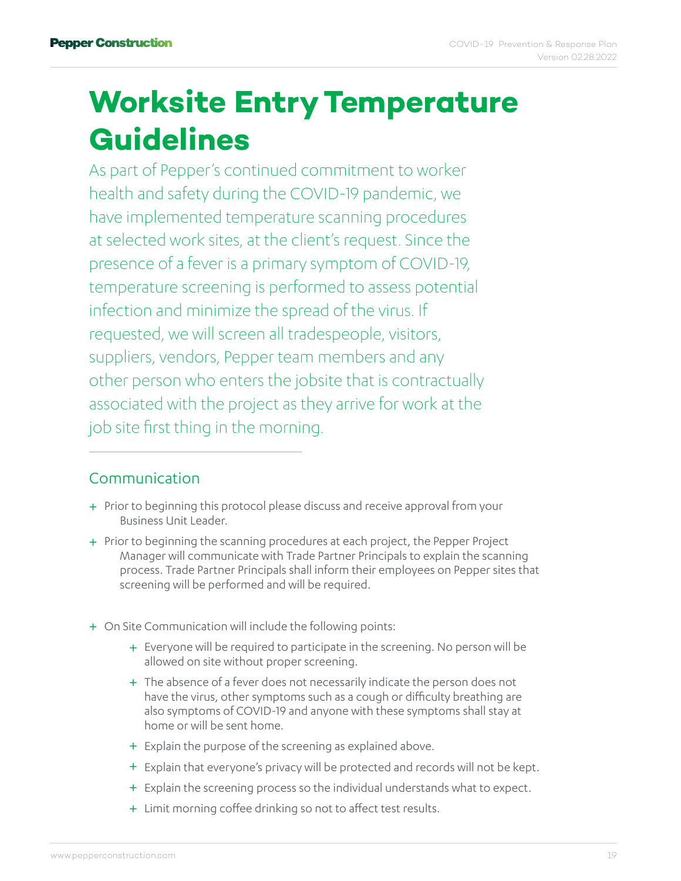# Worksite Entry Temperature Guidelines

As part of Pepper's continued commitment to worker health and safety during the COVID-19 pandemic, we have implemented temperature scanning procedures at selected work sites, at the client's request. Since the presence of a fever is a primary symptom of COVID-19, temperature screening is performed to assess potential infection and minimize the spread of the virus. If requested, we will screen all tradespeople, visitors, suppliers, vendors, Pepper team members and any other person who enters the jobsite that is contractually associated with the project as they arrive for work at the job site first thing in the morning.

---

## Communication

+ Prior to beginning this protocol please discuss and receive approval from your Business Unit Leader.
+ Prior to beginning the scanning procedures at each project, the Pepper Project Manager will communicate with Trade Partner Principals to explain the scanning process. Trade Partner Principals shall inform their employees on Pepper sites that screening will be performed and will be required.

+ On Site Communication will include the following points:
    + Everyone will be required to participate in the screening. No person will be allowed on site without proper screening.
    + The absence of a fever does not necessarily indicate the person does not have the virus, other symptoms such as a cough or difficulty breathing are also symptoms of COVID-19 and anyone with these symptoms shall stay at home or will be sent home.
    + Explain the purpose of the screening as explained above.
    + Explain that everyone's privacy will be protected and records will not be kept.
    + Explain the screening process so the individual understands what to expect.
    + Limit morning coffee drinking so not to affect test results.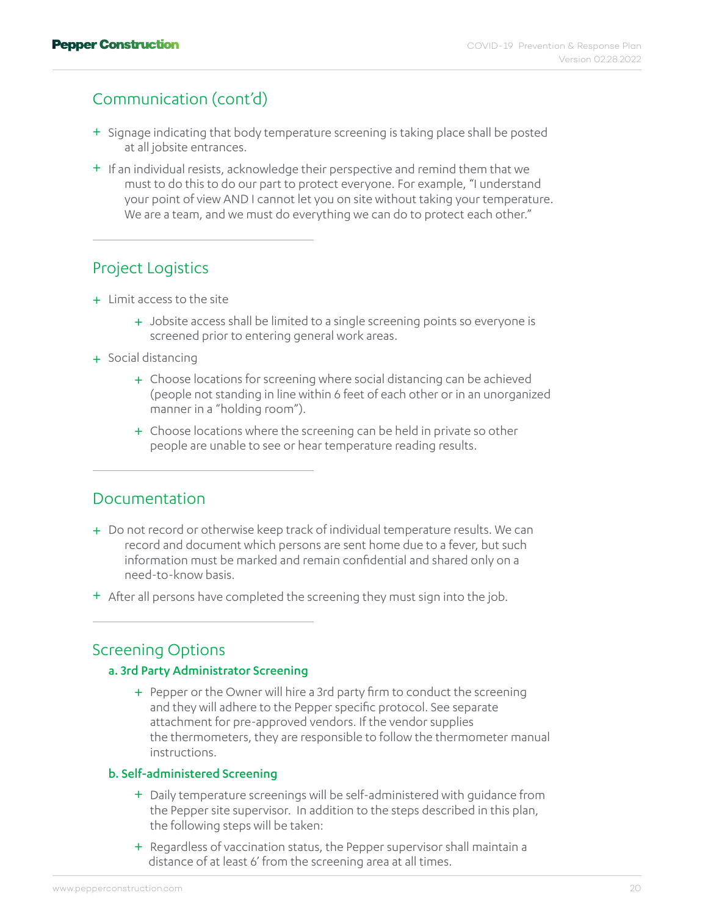## Communication (cont'd)

- Signage indicating that body temperature screening is taking place shall be posted at all jobsite entrances.
- If an individual resists, acknowledge their perspective and remind them that we must to do this to do our part to protect everyone. For example, "I understand your point of view AND I cannot let you on site without taking your temperature. We are a team, and we must do everything we can do to protect each other."

## Project Logistics

- Limit access to the site
  - Jobsite access shall be limited to a single screening points so everyone is screened prior to entering general work areas.
- Social distancing
  - Choose locations for screening where social distancing can be achieved (people not standing in line within 6 feet of each other or in an unorganized manner in a "holding room").
  - Choose locations where the screening can be held in private so other people are unable to see or hear temperature reading results.

## Documentation

- Do not record or otherwise keep track of individual temperature results. We can record and document which persons are sent home due to a fever, but such information must be marked and remain confidential and shared only on a need-to-know basis.
- After all persons have completed the screening they must sign into the job.

## Screening Options

### a. 3rd Party Administrator Screening

- Pepper or the Owner will hire a 3rd party firm to conduct the screening and they will adhere to the Pepper specific protocol. See separate attachment for pre-approved vendors. If the vendor supplies the thermometers, they are responsible to follow the thermometer manual instructions.

### b. Self-administered Screening

- Daily temperature screenings will be self-administered with guidance from the Pepper site supervisor. In addition to the steps described in this plan, the following steps will be taken:
- Regardless of vaccination status, the Pepper supervisor shall maintain a distance of at least 6' from the screening area at all times.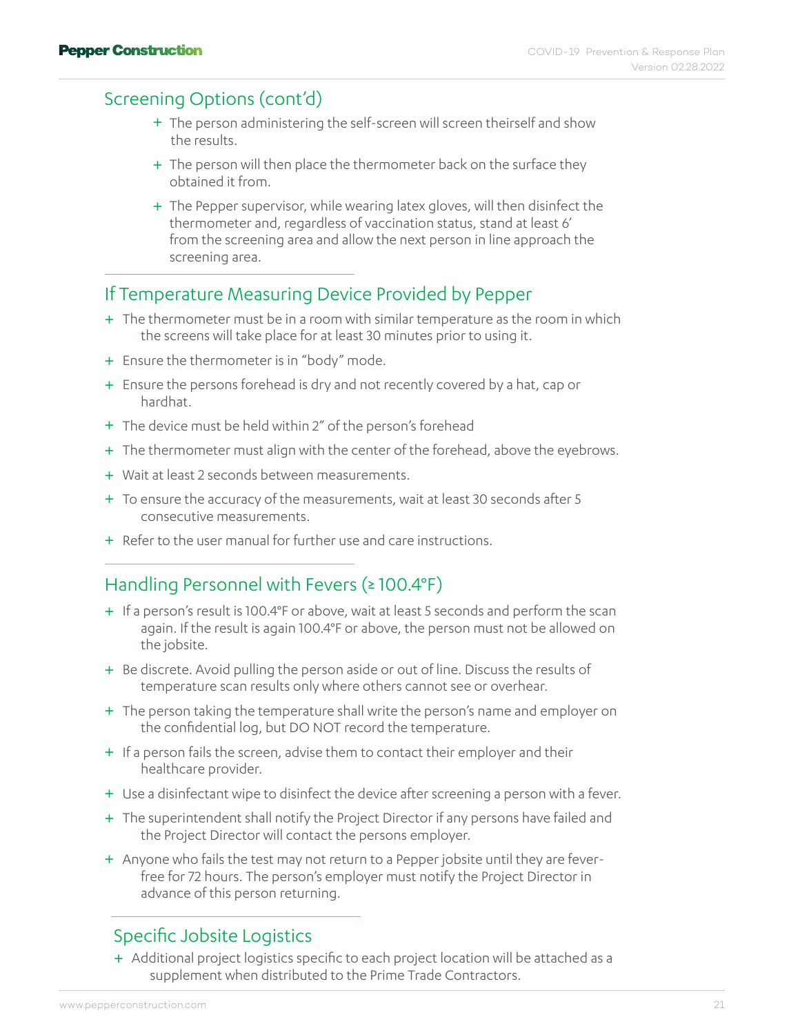## Screening Options (cont'd)

- The person administering the self-screen will screen theirself and show the results.
- The person will then place the thermometer back on the surface they obtained it from.
- The Pepper supervisor, while wearing latex gloves, will then disinfect the thermometer and, regardless of vaccination status, stand at least 6' from the screening area and allow the next person in line approach the screening area.

## If Temperature Measuring Device Provided by Pepper

- The thermometer must be in a room with similar temperature as the room in which the screens will take place for at least 30 minutes prior to using it.
- Ensure the thermometer is in "body" mode.
- Ensure the persons forehead is dry and not recently covered by a hat, cap or hardhat.
- The device must be held within 2" of the person's forehead
- The thermometer must align with the center of the forehead, above the eyebrows.
- Wait at least 2 seconds between measurements.
- To ensure the accuracy of the measurements, wait at least 30 seconds after 5 consecutive measurements.
- Refer to the user manual for further use and care instructions.

## Handling Personnel with Fevers (≥ 100.4°F)

- If a person's result is 100.4°F or above, wait at least 5 seconds and perform the scan again. If the result is again 100.4°F or above, the person must not be allowed on the jobsite.
- Be discrete. Avoid pulling the person aside or out of line. Discuss the results of temperature scan results only where others cannot see or overhear.
- The person taking the temperature shall write the person's name and employer on the confidential log, but DO NOT record the temperature.
- If a person fails the screen, advise them to contact their employer and their healthcare provider.
- Use a disinfectant wipe to disinfect the device after screening a person with a fever.
- The superintendent shall notify the Project Director if any persons have failed and the Project Director will contact the persons employer.
- Anyone who fails the test may not return to a Pepper jobsite until they are fever-free for 72 hours. The person's employer must notify the Project Director in advance of this person returning.

## Specific Jobsite Logistics

- Additional project logistics specific to each project location will be attached as a supplement when distributed to the Prime Trade Contractors.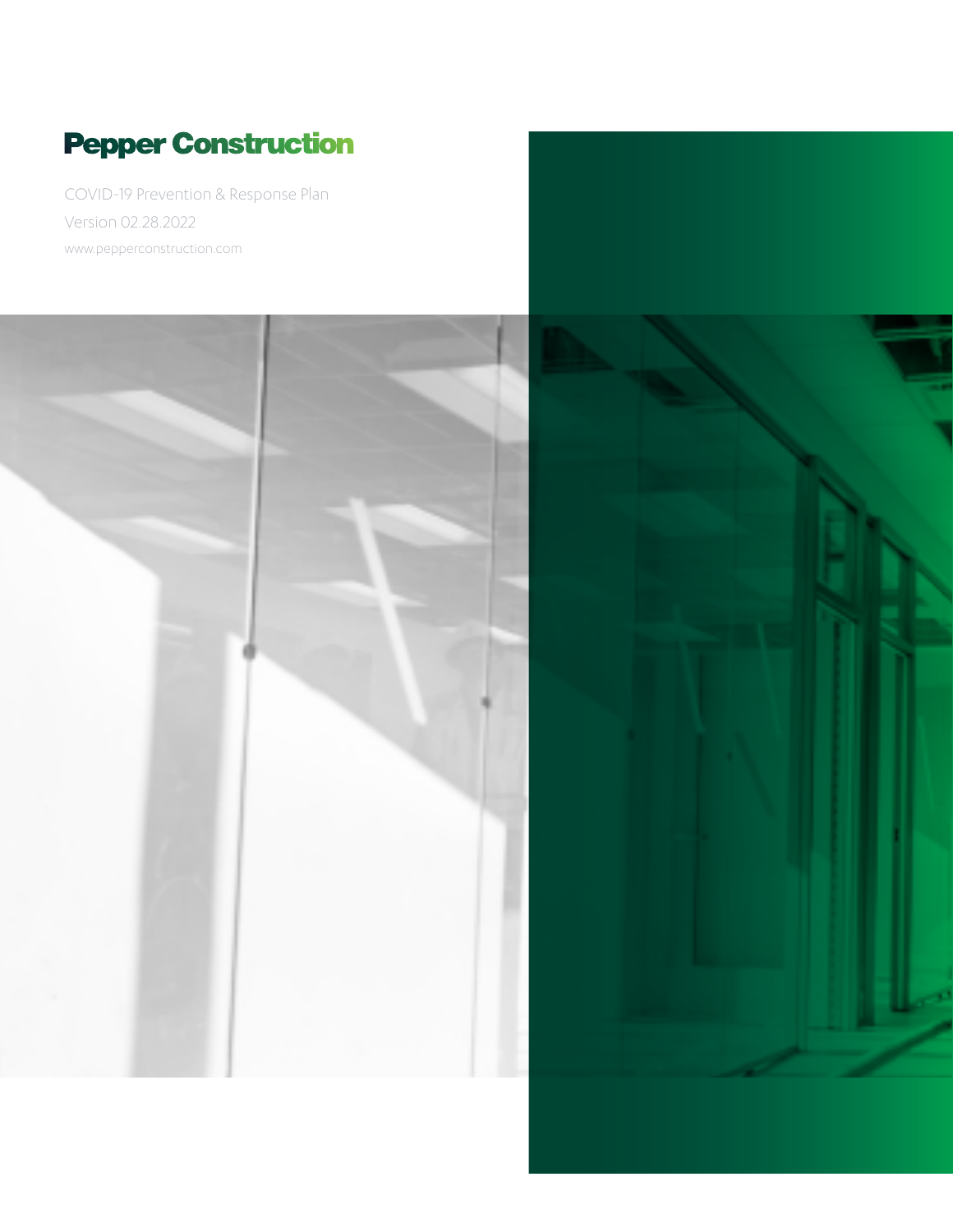# Pepper Construction

COVID-19 Prevention & Response Plan

Version 02.28.2022

www.pepperconstruction.com